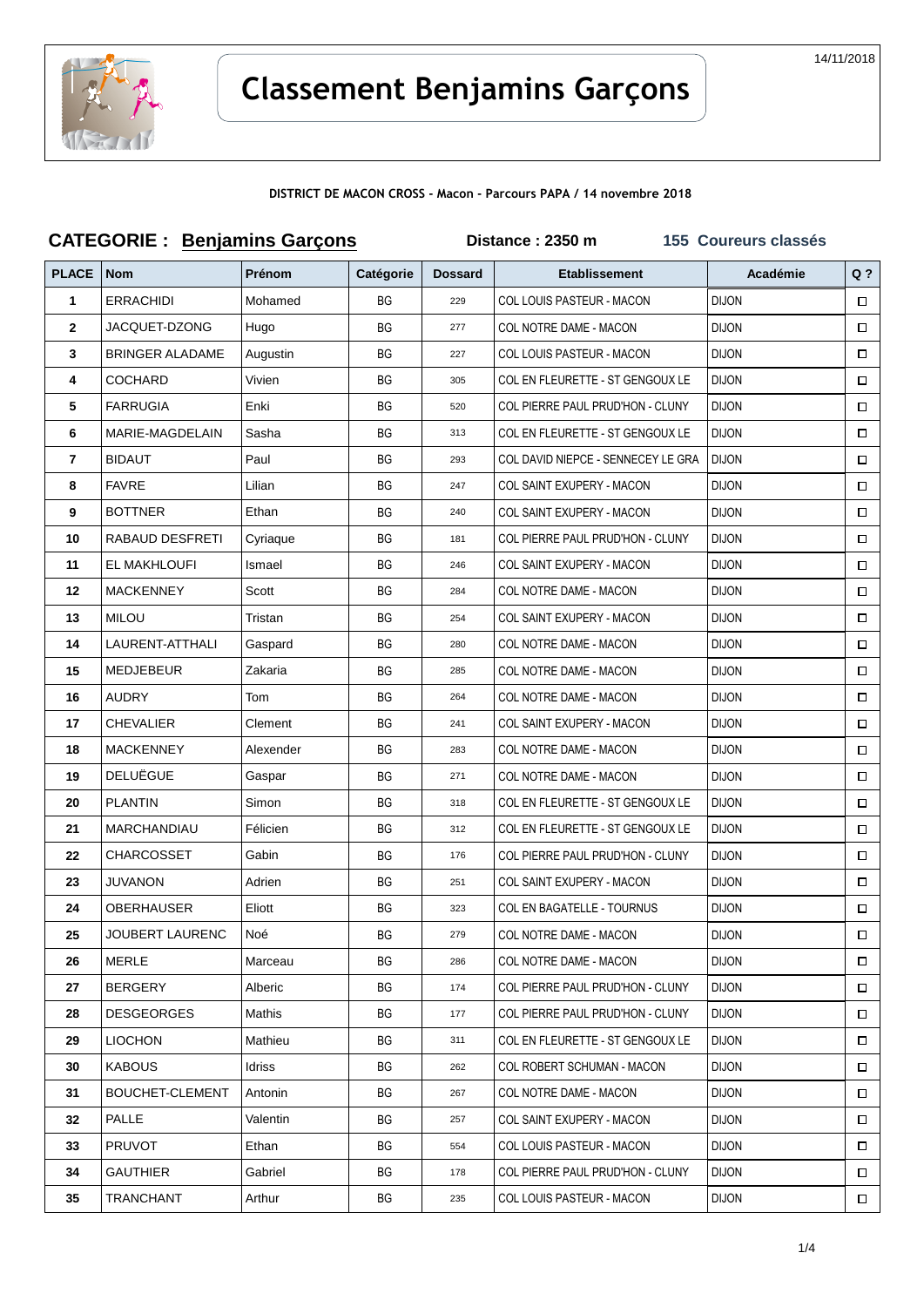14/11/2018

# Classement Benjamins Garçons

**DISTRICT DE MACON CROSS - Macon - Parcours PAPA / 14 novembre 2018**

## CATEGORIE : Benjamins Garçons    Distance : 2350 m    155 Coureurs classés

| PLACE | Nom | Prénom | Catégorie | Dossard | Etablissement | Académie | Q ? |
|---|---|---|---|---|---|---|---|
| 1 | ERRACHIDI | Mohamed | BG | 229 | COL LOUIS PASTEUR - MACON | DIJON | ☐ |
| 2 | JACQUET-DZONG | Hugo | BG | 277 | COL NOTRE DAME - MACON | DIJON | ☐ |
| 3 | BRINGER ALADAME | Augustin | BG | 227 | COL LOUIS PASTEUR - MACON | DIJON | ☐ |
| 4 | COCHARD | Vivien | BG | 305 | COL EN FLEURETTE - ST GENGOUX LE | DIJON | ☐ |
| 5 | FARRUGIA | Enki | BG | 520 | COL PIERRE PAUL PRUD'HON - CLUNY | DIJON | ☐ |
| 6 | MARIE-MAGDELAIN | Sasha | BG | 313 | COL EN FLEURETTE - ST GENGOUX LE | DIJON | ☐ |
| 7 | BIDAUT | Paul | BG | 293 | COL DAVID NIEPCE - SENNECEY LE GRA | DIJON | ☐ |
| 8 | FAVRE | Lilian | BG | 247 | COL SAINT EXUPERY - MACON | DIJON | ☐ |
| 9 | BOTTNER | Ethan | BG | 240 | COL SAINT EXUPERY - MACON | DIJON | ☐ |
| 10 | RABAUD DESFRETI | Cyriaque | BG | 181 | COL PIERRE PAUL PRUD'HON - CLUNY | DIJON | ☐ |
| 11 | EL MAKHLOUFI | Ismael | BG | 246 | COL SAINT EXUPERY - MACON | DIJON | ☐ |
| 12 | MACKENNEY | Scott | BG | 284 | COL NOTRE DAME - MACON | DIJON | ☐ |
| 13 | MILOU | Tristan | BG | 254 | COL SAINT EXUPERY - MACON | DIJON | ☐ |
| 14 | LAURENT-ATTHALI | Gaspard | BG | 280 | COL NOTRE DAME - MACON | DIJON | ☐ |
| 15 | MEDJEBEUR | Zakaria | BG | 285 | COL NOTRE DAME - MACON | DIJON | ☐ |
| 16 | AUDRY | Tom | BG | 264 | COL NOTRE DAME - MACON | DIJON | ☐ |
| 17 | CHEVALIER | Clement | BG | 241 | COL SAINT EXUPERY - MACON | DIJON | ☐ |
| 18 | MACKENNEY | Alexender | BG | 283 | COL NOTRE DAME - MACON | DIJON | ☐ |
| 19 | DELUËGUE | Gaspar | BG | 271 | COL NOTRE DAME - MACON | DIJON | ☐ |
| 20 | PLANTIN | Simon | BG | 318 | COL EN FLEURETTE - ST GENGOUX LE | DIJON | ☐ |
| 21 | MARCHANDIAU | Félicien | BG | 312 | COL EN FLEURETTE - ST GENGOUX LE | DIJON | ☐ |
| 22 | CHARCOSSET | Gabin | BG | 176 | COL PIERRE PAUL PRUD'HON - CLUNY | DIJON | ☐ |
| 23 | JUVANON | Adrien | BG | 251 | COL SAINT EXUPERY - MACON | DIJON | ☐ |
| 24 | OBERHAUSER | Eliott | BG | 323 | COL EN BAGATELLE - TOURNUS | DIJON | ☐ |
| 25 | JOUBERT LAURENC | Noé | BG | 279 | COL NOTRE DAME - MACON | DIJON | ☐ |
| 26 | MERLE | Marceau | BG | 286 | COL NOTRE DAME - MACON | DIJON | ☐ |
| 27 | BERGERY | Alberic | BG | 174 | COL PIERRE PAUL PRUD'HON - CLUNY | DIJON | ☐ |
| 28 | DESGEORGES | Mathis | BG | 177 | COL PIERRE PAUL PRUD'HON - CLUNY | DIJON | ☐ |
| 29 | LIOCHON | Mathieu | BG | 311 | COL EN FLEURETTE - ST GENGOUX LE | DIJON | ☐ |
| 30 | KABOUS | Idriss | BG | 262 | COL ROBERT SCHUMAN - MACON | DIJON | ☐ |
| 31 | BOUCHET-CLEMENT | Antonin | BG | 267 | COL NOTRE DAME - MACON | DIJON | ☐ |
| 32 | PALLE | Valentin | BG | 257 | COL SAINT EXUPERY - MACON | DIJON | ☐ |
| 33 | PRUVOT | Ethan | BG | 554 | COL LOUIS PASTEUR - MACON | DIJON | ☐ |
| 34 | GAUTHIER | Gabriel | BG | 178 | COL PIERRE PAUL PRUD'HON - CLUNY | DIJON | ☐ |
| 35 | TRANCHANT | Arthur | BG | 235 | COL LOUIS PASTEUR - MACON | DIJON | ☐ |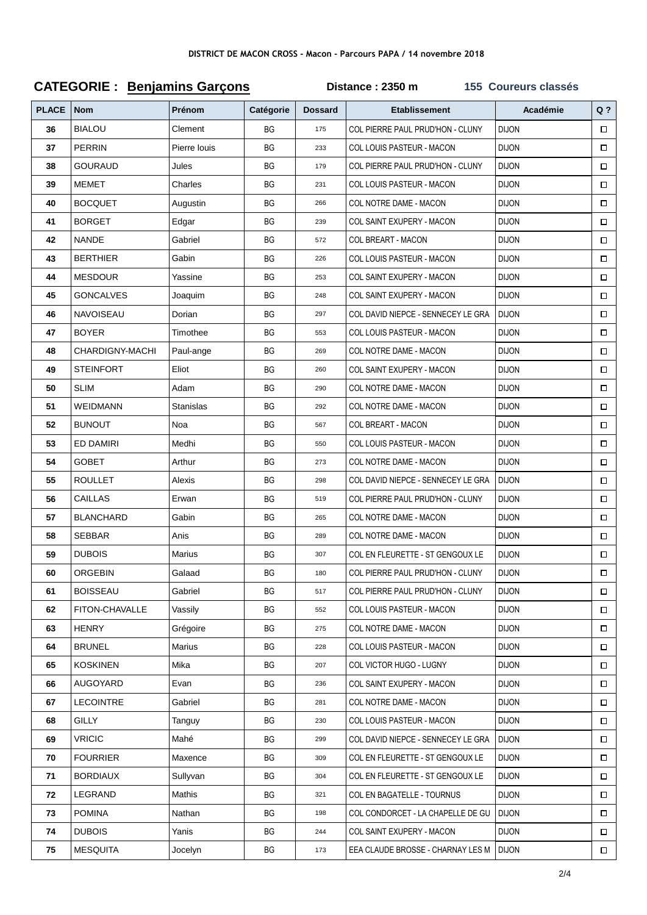DISTRICT DE MACON CROSS - Macon - Parcours PAPA / 14 novembre 2018

## CATEGORIE : Benjamins Garçons

**Distance : 2350 m** **155 Coureurs classés**

| PLACE | Nom | Prénom | Catégorie | Dossard | Etablissement | Académie | Q ? |
|---|---|---|---|---|---|---|---|
| 36 | BIALOU | Clement | BG | 175 | COL PIERRE PAUL PRUD'HON - CLUNY | DIJON | ☐ |
| 37 | PERRIN | Pierre louis | BG | 233 | COL LOUIS PASTEUR - MACON | DIJON | ☐ |
| 38 | GOURAUD | Jules | BG | 179 | COL PIERRE PAUL PRUD'HON - CLUNY | DIJON | ☐ |
| 39 | MEMET | Charles | BG | 231 | COL LOUIS PASTEUR - MACON | DIJON | ☐ |
| 40 | BOCQUET | Augustin | BG | 266 | COL NOTRE DAME - MACON | DIJON | ☐ |
| 41 | BORGET | Edgar | BG | 239 | COL SAINT EXUPERY - MACON | DIJON | ☐ |
| 42 | NANDE | Gabriel | BG | 572 | COL BREART - MACON | DIJON | ☐ |
| 43 | BERTHIER | Gabin | BG | 226 | COL LOUIS PASTEUR - MACON | DIJON | ☐ |
| 44 | MESDOUR | Yassine | BG | 253 | COL SAINT EXUPERY - MACON | DIJON | ☐ |
| 45 | GONCALVES | Joaquim | BG | 248 | COL SAINT EXUPERY - MACON | DIJON | ☐ |
| 46 | NAVOISEAU | Dorian | BG | 297 | COL DAVID NIEPCE - SENNECEY LE GRA | DIJON | ☐ |
| 47 | BOYER | Timothee | BG | 553 | COL LOUIS PASTEUR - MACON | DIJON | ☐ |
| 48 | CHARDIGNY-MACHI | Paul-ange | BG | 269 | COL NOTRE DAME - MACON | DIJON | ☐ |
| 49 | STEINFORT | Eliot | BG | 260 | COL SAINT EXUPERY - MACON | DIJON | ☐ |
| 50 | SLIM | Adam | BG | 290 | COL NOTRE DAME - MACON | DIJON | ☐ |
| 51 | WEIDMANN | Stanislas | BG | 292 | COL NOTRE DAME - MACON | DIJON | ☐ |
| 52 | BUNOUT | Noa | BG | 567 | COL BREART - MACON | DIJON | ☐ |
| 53 | ED DAMIRI | Medhi | BG | 550 | COL LOUIS PASTEUR - MACON | DIJON | ☐ |
| 54 | GOBET | Arthur | BG | 273 | COL NOTRE DAME - MACON | DIJON | ☐ |
| 55 | ROULLET | Alexis | BG | 298 | COL DAVID NIEPCE - SENNECEY LE GRA | DIJON | ☐ |
| 56 | CAILLAS | Erwan | BG | 519 | COL PIERRE PAUL PRUD'HON - CLUNY | DIJON | ☐ |
| 57 | BLANCHARD | Gabin | BG | 265 | COL NOTRE DAME - MACON | DIJON | ☐ |
| 58 | SEBBAR | Anis | BG | 289 | COL NOTRE DAME - MACON | DIJON | ☐ |
| 59 | DUBOIS | Marius | BG | 307 | COL EN FLEURETTE - ST GENGOUX LE | DIJON | ☐ |
| 60 | ORGEBIN | Galaad | BG | 180 | COL PIERRE PAUL PRUD'HON - CLUNY | DIJON | ☐ |
| 61 | BOISSEAU | Gabriel | BG | 517 | COL PIERRE PAUL PRUD'HON - CLUNY | DIJON | ☐ |
| 62 | FITON-CHAVALLE | Vassily | BG | 552 | COL LOUIS PASTEUR - MACON | DIJON | ☐ |
| 63 | HENRY | Grégoire | BG | 275 | COL NOTRE DAME - MACON | DIJON | ☐ |
| 64 | BRUNEL | Marius | BG | 228 | COL LOUIS PASTEUR - MACON | DIJON | ☐ |
| 65 | KOSKINEN | Mika | BG | 207 | COL VICTOR HUGO - LUGNY | DIJON | ☐ |
| 66 | AUGOYARD | Evan | BG | 236 | COL SAINT EXUPERY - MACON | DIJON | ☐ |
| 67 | LECOINTRE | Gabriel | BG | 281 | COL NOTRE DAME - MACON | DIJON | ☐ |
| 68 | GILLY | Tanguy | BG | 230 | COL LOUIS PASTEUR - MACON | DIJON | ☐ |
| 69 | VRICIC | Mahé | BG | 299 | COL DAVID NIEPCE - SENNECEY LE GRA | DIJON | ☐ |
| 70 | FOURRIER | Maxence | BG | 309 | COL EN FLEURETTE - ST GENGOUX LE | DIJON | ☐ |
| 71 | BORDIAUX | Sullyvan | BG | 304 | COL EN FLEURETTE - ST GENGOUX LE | DIJON | ☐ |
| 72 | LEGRAND | Mathis | BG | 321 | COL EN BAGATELLE - TOURNUS | DIJON | ☐ |
| 73 | POMINA | Nathan | BG | 198 | COL CONDORCET - LA CHAPELLE DE GU | DIJON | ☐ |
| 74 | DUBOIS | Yanis | BG | 244 | COL SAINT EXUPERY - MACON | DIJON | ☐ |
| 75 | MESQUITA | Jocelyn | BG | 173 | EEA CLAUDE BROSSE - CHARNAY LES M | DIJON | ☐ |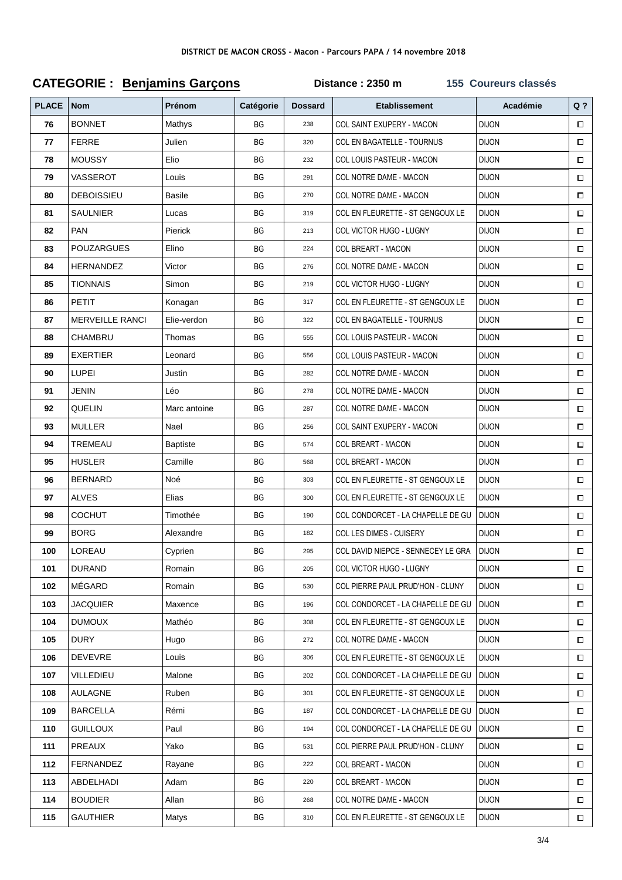DISTRICT DE MACON CROSS - Macon - Parcours PAPA / 14 novembre 2018

## CATEGORIE : Benjamins Garçons

Distance : 2350 m

155 Coureurs classés

| PLACE | Nom | Prénom | Catégorie | Dossard | Etablissement | Académie | Q ? |
|---|---|---|---|---|---|---|---|
| 76 | BONNET | Mathys | BG | 238 | COL SAINT EXUPERY - MACON | DIJON | ☐ |
| 77 | FERRE | Julien | BG | 320 | COL EN BAGATELLE - TOURNUS | DIJON | ☐ |
| 78 | MOUSSY | Elio | BG | 232 | COL LOUIS PASTEUR - MACON | DIJON | ☐ |
| 79 | VASSEROT | Louis | BG | 291 | COL NOTRE DAME - MACON | DIJON | ☐ |
| 80 | DEBOISSIEU | Basile | BG | 270 | COL NOTRE DAME - MACON | DIJON | ☐ |
| 81 | SAULNIER | Lucas | BG | 319 | COL EN FLEURETTE - ST GENGOUX LE | DIJON | ☐ |
| 82 | PAN | Pierick | BG | 213 | COL VICTOR HUGO - LUGNY | DIJON | ☐ |
| 83 | POUZARGUES | Elino | BG | 224 | COL BREART - MACON | DIJON | ☐ |
| 84 | HERNANDEZ | Victor | BG | 276 | COL NOTRE DAME - MACON | DIJON | ☐ |
| 85 | TIONNAIS | Simon | BG | 219 | COL VICTOR HUGO - LUGNY | DIJON | ☐ |
| 86 | PETIT | Konagan | BG | 317 | COL EN FLEURETTE - ST GENGOUX LE | DIJON | ☐ |
| 87 | MERVEILLE RANCI | Elie-verdon | BG | 322 | COL EN BAGATELLE - TOURNUS | DIJON | ☐ |
| 88 | CHAMBRU | Thomas | BG | 555 | COL LOUIS PASTEUR - MACON | DIJON | ☐ |
| 89 | EXERTIER | Leonard | BG | 556 | COL LOUIS PASTEUR - MACON | DIJON | ☐ |
| 90 | LUPEI | Justin | BG | 282 | COL NOTRE DAME - MACON | DIJON | ☐ |
| 91 | JENIN | Léo | BG | 278 | COL NOTRE DAME - MACON | DIJON | ☐ |
| 92 | QUELIN | Marc antoine | BG | 287 | COL NOTRE DAME - MACON | DIJON | ☐ |
| 93 | MULLER | Nael | BG | 256 | COL SAINT EXUPERY - MACON | DIJON | ☐ |
| 94 | TREMEAU | Baptiste | BG | 574 | COL BREART - MACON | DIJON | ☐ |
| 95 | HUSLER | Camille | BG | 568 | COL BREART - MACON | DIJON | ☐ |
| 96 | BERNARD | Noé | BG | 303 | COL EN FLEURETTE - ST GENGOUX LE | DIJON | ☐ |
| 97 | ALVES | Elias | BG | 300 | COL EN FLEURETTE - ST GENGOUX LE | DIJON | ☐ |
| 98 | COCHUT | Timothée | BG | 190 | COL CONDORCET - LA CHAPELLE DE GU | DIJON | ☐ |
| 99 | BORG | Alexandre | BG | 182 | COL LES DIMES - CUISERY | DIJON | ☐ |
| 100 | LOREAU | Cyprien | BG | 295 | COL DAVID NIEPCE - SENNECEY LE GRA | DIJON | ☐ |
| 101 | DURAND | Romain | BG | 205 | COL VICTOR HUGO - LUGNY | DIJON | ☐ |
| 102 | MÉGARD | Romain | BG | 530 | COL PIERRE PAUL PRUD'HON - CLUNY | DIJON | ☐ |
| 103 | JACQUIER | Maxence | BG | 196 | COL CONDORCET - LA CHAPELLE DE GU | DIJON | ☐ |
| 104 | DUMOUX | Mathéo | BG | 308 | COL EN FLEURETTE - ST GENGOUX LE | DIJON | ☐ |
| 105 | DURY | Hugo | BG | 272 | COL NOTRE DAME - MACON | DIJON | ☐ |
| 106 | DEVEVRE | Louis | BG | 306 | COL EN FLEURETTE - ST GENGOUX LE | DIJON | ☐ |
| 107 | VILLEDIEU | Malone | BG | 202 | COL CONDORCET - LA CHAPELLE DE GU | DIJON | ☐ |
| 108 | AULAGNE | Ruben | BG | 301 | COL EN FLEURETTE - ST GENGOUX LE | DIJON | ☐ |
| 109 | BARCELLA | Rémi | BG | 187 | COL CONDORCET - LA CHAPELLE DE GU | DIJON | ☐ |
| 110 | GUILLOUX | Paul | BG | 194 | COL CONDORCET - LA CHAPELLE DE GU | DIJON | ☐ |
| 111 | PREAUX | Yako | BG | 531 | COL PIERRE PAUL PRUD'HON - CLUNY | DIJON | ☐ |
| 112 | FERNANDEZ | Rayane | BG | 222 | COL BREART - MACON | DIJON | ☐ |
| 113 | ABDELHADI | Adam | BG | 220 | COL BREART - MACON | DIJON | ☐ |
| 114 | BOUDIER | Allan | BG | 268 | COL NOTRE DAME - MACON | DIJON | ☐ |
| 115 | GAUTHIER | Matys | BG | 310 | COL EN FLEURETTE - ST GENGOUX LE | DIJON | ☐ |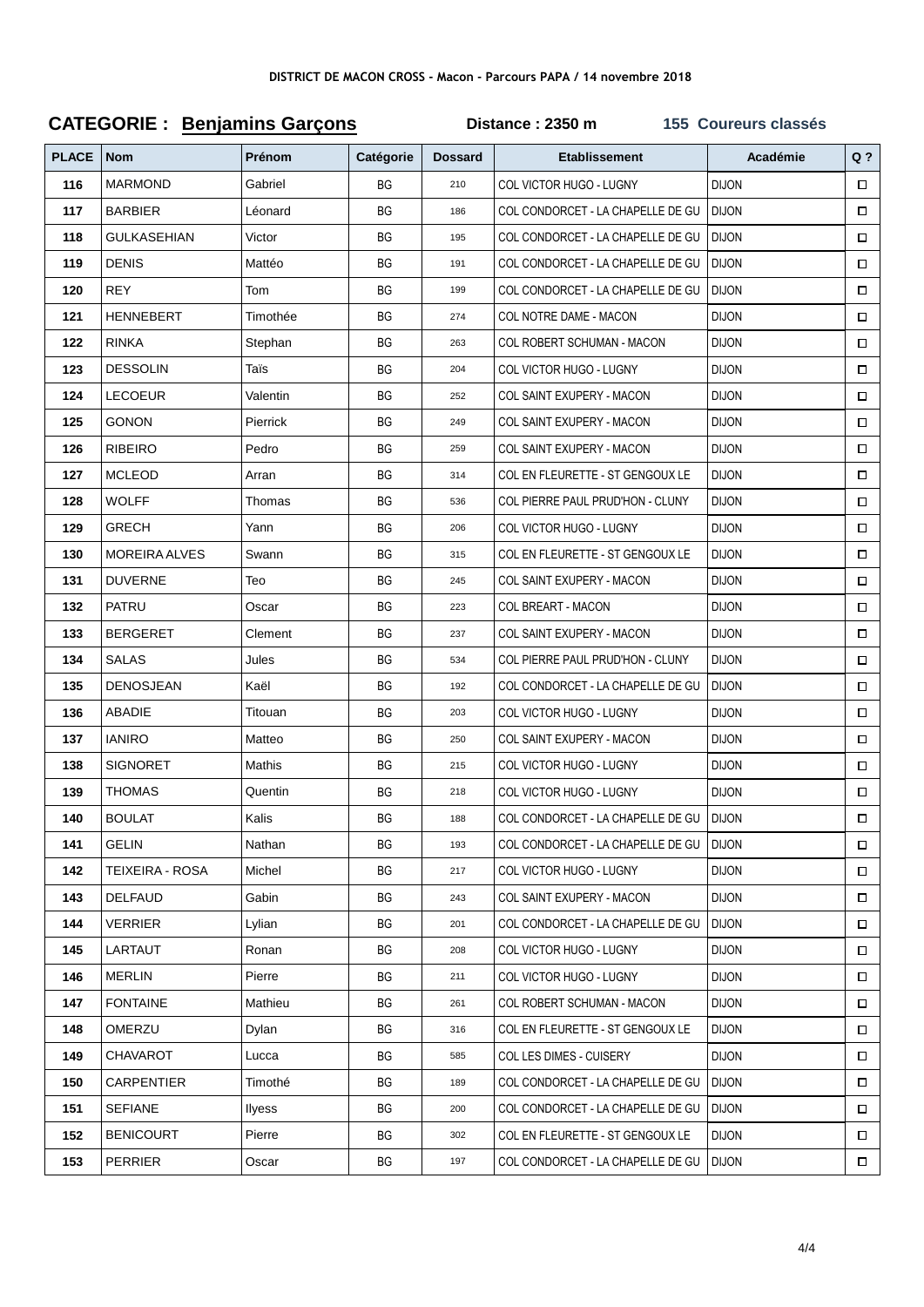DISTRICT DE MACON CROSS - Macon - Parcours PAPA / 14 novembre 2018

## CATEGORIE : Benjamins Garçons

**Distance : 2350 m** **155 Coureurs classés**

| PLACE | Nom | Prénom | Catégorie | Dossard | Etablissement | Académie | Q ? |
|---|---|---|---|---|---|---|---|
| 116 | MARMOND | Gabriel | BG | 210 | COL VICTOR HUGO - LUGNY | DIJON | ☐ |
| 117 | BARBIER | Léonard | BG | 186 | COL CONDORCET - LA CHAPELLE DE GU | DIJON | ☐ |
| 118 | GULKASEHIAN | Victor | BG | 195 | COL CONDORCET - LA CHAPELLE DE GU | DIJON | ☐ |
| 119 | DENIS | Mattéo | BG | 191 | COL CONDORCET - LA CHAPELLE DE GU | DIJON | ☐ |
| 120 | REY | Tom | BG | 199 | COL CONDORCET - LA CHAPELLE DE GU | DIJON | ☐ |
| 121 | HENNEBERT | Timothée | BG | 274 | COL NOTRE DAME - MACON | DIJON | ☐ |
| 122 | RINKA | Stephan | BG | 263 | COL ROBERT SCHUMAN - MACON | DIJON | ☐ |
| 123 | DESSOLIN | Taïs | BG | 204 | COL VICTOR HUGO - LUGNY | DIJON | ☐ |
| 124 | LECOEUR | Valentin | BG | 252 | COL SAINT EXUPERY - MACON | DIJON | ☐ |
| 125 | GONON | Pierrick | BG | 249 | COL SAINT EXUPERY - MACON | DIJON | ☐ |
| 126 | RIBEIRO | Pedro | BG | 259 | COL SAINT EXUPERY - MACON | DIJON | ☐ |
| 127 | MCLEOD | Arran | BG | 314 | COL EN FLEURETTE - ST GENGOUX LE | DIJON | ☐ |
| 128 | WOLFF | Thomas | BG | 536 | COL PIERRE PAUL PRUD'HON - CLUNY | DIJON | ☐ |
| 129 | GRECH | Yann | BG | 206 | COL VICTOR HUGO - LUGNY | DIJON | ☐ |
| 130 | MOREIRA ALVES | Swann | BG | 315 | COL EN FLEURETTE - ST GENGOUX LE | DIJON | ☐ |
| 131 | DUVERNE | Teo | BG | 245 | COL SAINT EXUPERY - MACON | DIJON | ☐ |
| 132 | PATRU | Oscar | BG | 223 | COL BREART - MACON | DIJON | ☐ |
| 133 | BERGERET | Clement | BG | 237 | COL SAINT EXUPERY - MACON | DIJON | ☐ |
| 134 | SALAS | Jules | BG | 534 | COL PIERRE PAUL PRUD'HON - CLUNY | DIJON | ☐ |
| 135 | DENOSJEAN | Kaël | BG | 192 | COL CONDORCET - LA CHAPELLE DE GU | DIJON | ☐ |
| 136 | ABADIE | Titouan | BG | 203 | COL VICTOR HUGO - LUGNY | DIJON | ☐ |
| 137 | IANIRO | Matteo | BG | 250 | COL SAINT EXUPERY - MACON | DIJON | ☐ |
| 138 | SIGNORET | Mathis | BG | 215 | COL VICTOR HUGO - LUGNY | DIJON | ☐ |
| 139 | THOMAS | Quentin | BG | 218 | COL VICTOR HUGO - LUGNY | DIJON | ☐ |
| 140 | BOULAT | Kalis | BG | 188 | COL CONDORCET - LA CHAPELLE DE GU | DIJON | ☐ |
| 141 | GELIN | Nathan | BG | 193 | COL CONDORCET - LA CHAPELLE DE GU | DIJON | ☐ |
| 142 | TEIXEIRA - ROSA | Michel | BG | 217 | COL VICTOR HUGO - LUGNY | DIJON | ☐ |
| 143 | DELFAUD | Gabin | BG | 243 | COL SAINT EXUPERY - MACON | DIJON | ☐ |
| 144 | VERRIER | Lylian | BG | 201 | COL CONDORCET - LA CHAPELLE DE GU | DIJON | ☐ |
| 145 | LARTAUT | Ronan | BG | 208 | COL VICTOR HUGO - LUGNY | DIJON | ☐ |
| 146 | MERLIN | Pierre | BG | 211 | COL VICTOR HUGO - LUGNY | DIJON | ☐ |
| 147 | FONTAINE | Mathieu | BG | 261 | COL ROBERT SCHUMAN - MACON | DIJON | ☐ |
| 148 | OMERZU | Dylan | BG | 316 | COL EN FLEURETTE - ST GENGOUX LE | DIJON | ☐ |
| 149 | CHAVAROT | Lucca | BG | 585 | COL LES DIMES - CUISERY | DIJON | ☐ |
| 150 | CARPENTIER | Timothé | BG | 189 | COL CONDORCET - LA CHAPELLE DE GU | DIJON | ☐ |
| 151 | SEFIANE | Ilyess | BG | 200 | COL CONDORCET - LA CHAPELLE DE GU | DIJON | ☐ |
| 152 | BENICOURT | Pierre | BG | 302 | COL EN FLEURETTE - ST GENGOUX LE | DIJON | ☐ |
| 153 | PERRIER | Oscar | BG | 197 | COL CONDORCET - LA CHAPELLE DE GU | DIJON | ☐ |